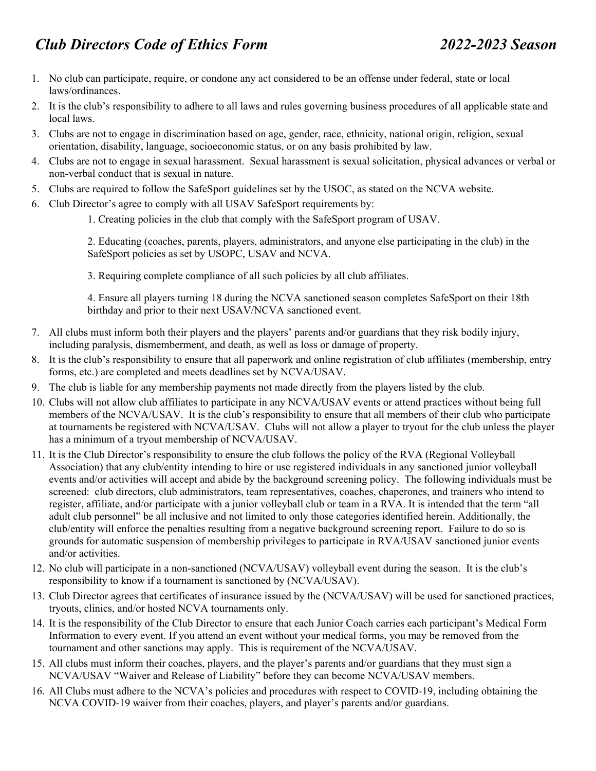# *Club Directors Code of Ethics Form* *2022-2023 Season*

1. No club can participate, require, or condone any act considered to be an offense under federal, state or local laws/ordinances.
2. It is the club's responsibility to adhere to all laws and rules governing business procedures of all applicable state and local laws.
3. Clubs are not to engage in discrimination based on age, gender, race, ethnicity, national origin, religion, sexual orientation, disability, language, socioeconomic status, or on any basis prohibited by law.
4. Clubs are not to engage in sexual harassment. Sexual harassment is sexual solicitation, physical advances or verbal or non-verbal conduct that is sexual in nature.
5. Clubs are required to follow the SafeSport guidelines set by the USOC, as stated on the NCVA website.
6. Club Director's agree to comply with all USAV SafeSport requirements by:

    1. Creating policies in the club that comply with the SafeSport program of USAV.

    2. Educating (coaches, parents, players, administrators, and anyone else participating in the club) in the SafeSport policies as set by USOPC, USAV and NCVA.

    3. Requiring complete compliance of all such policies by all club affiliates.

    4. Ensure all players turning 18 during the NCVA sanctioned season completes SafeSport on their 18th birthday and prior to their next USAV/NCVA sanctioned event.

7. All clubs must inform both their players and the players' parents and/or guardians that they risk bodily injury, including paralysis, dismemberment, and death, as well as loss or damage of property.
8. It is the club's responsibility to ensure that all paperwork and online registration of club affiliates (membership, entry forms, etc.) are completed and meets deadlines set by NCVA/USAV.
9. The club is liable for any membership payments not made directly from the players listed by the club.
10. Clubs will not allow club affiliates to participate in any NCVA/USAV events or attend practices without being full members of the NCVA/USAV. It is the club's responsibility to ensure that all members of their club who participate at tournaments be registered with NCVA/USAV. Clubs will not allow a player to tryout for the club unless the player has a minimum of a tryout membership of NCVA/USAV.
11. It is the Club Director's responsibility to ensure the club follows the policy of the RVA (Regional Volleyball Association) that any club/entity intending to hire or use registered individuals in any sanctioned junior volleyball events and/or activities will accept and abide by the background screening policy. The following individuals must be screened: club directors, club administrators, team representatives, coaches, chaperones, and trainers who intend to register, affiliate, and/or participate with a junior volleyball club or team in a RVA. It is intended that the term "all adult club personnel" be all inclusive and not limited to only those categories identified herein. Additionally, the club/entity will enforce the penalties resulting from a negative background screening report. Failure to do so is grounds for automatic suspension of membership privileges to participate in RVA/USAV sanctioned junior events and/or activities.
12. No club will participate in a non-sanctioned (NCVA/USAV) volleyball event during the season. It is the club's responsibility to know if a tournament is sanctioned by (NCVA/USAV).
13. Club Director agrees that certificates of insurance issued by the (NCVA/USAV) will be used for sanctioned practices, tryouts, clinics, and/or hosted NCVA tournaments only.
14. It is the responsibility of the Club Director to ensure that each Junior Coach carries each participant's Medical Form Information to every event. If you attend an event without your medical forms, you may be removed from the tournament and other sanctions may apply. This is requirement of the NCVA/USAV.
15. All clubs must inform their coaches, players, and the player's parents and/or guardians that they must sign a NCVA/USAV "Waiver and Release of Liability" before they can become NCVA/USAV members.
16. All Clubs must adhere to the NCVA's policies and procedures with respect to COVID-19, including obtaining the NCVA COVID-19 waiver from their coaches, players, and player's parents and/or guardians.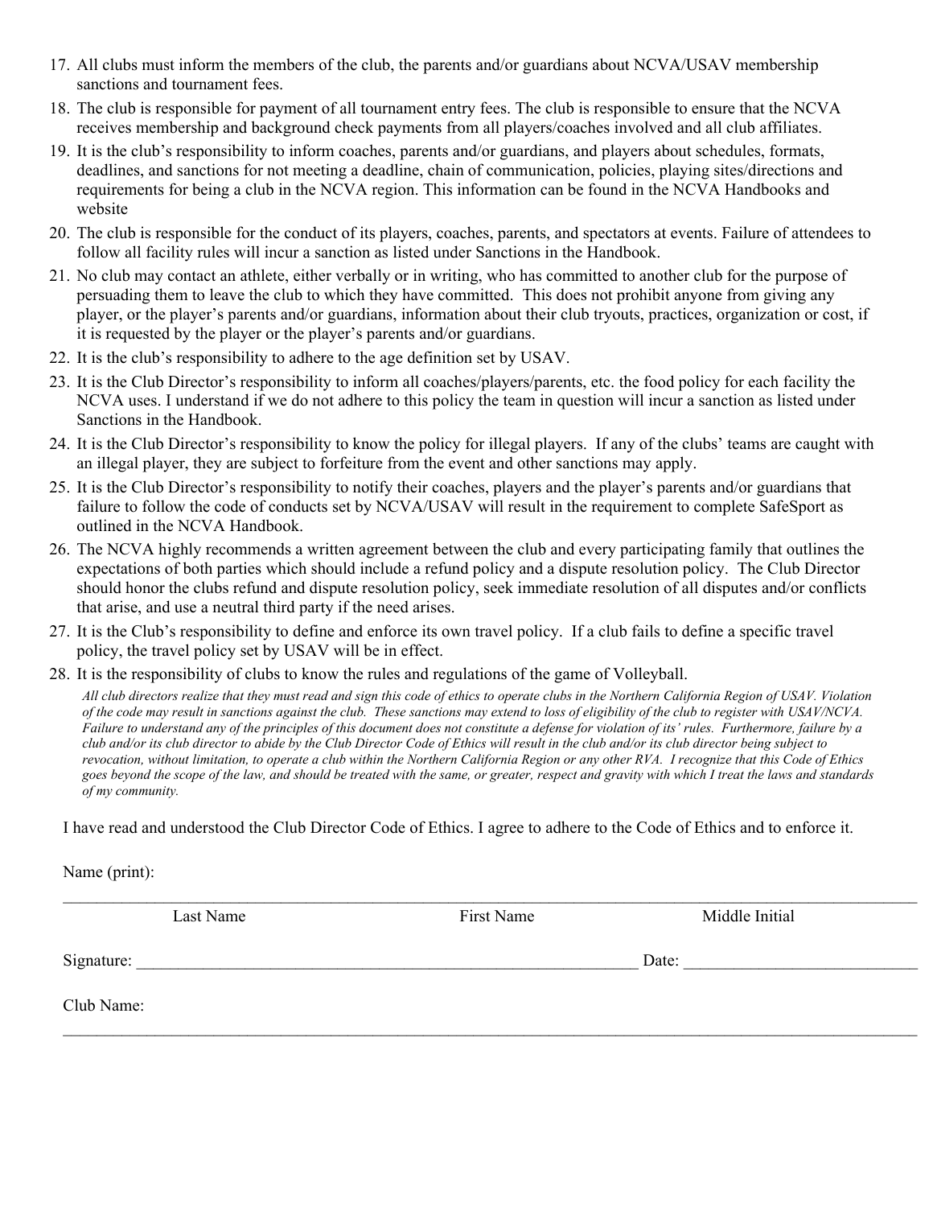17. All clubs must inform the members of the club, the parents and/or guardians about NCVA/USAV membership sanctions and tournament fees.
18. The club is responsible for payment of all tournament entry fees. The club is responsible to ensure that the NCVA receives membership and background check payments from all players/coaches involved and all club affiliates.
19. It is the club's responsibility to inform coaches, parents and/or guardians, and players about schedules, formats, deadlines, and sanctions for not meeting a deadline, chain of communication, policies, playing sites/directions and requirements for being a club in the NCVA region. This information can be found in the NCVA Handbooks and website
20. The club is responsible for the conduct of its players, coaches, parents, and spectators at events. Failure of attendees to follow all facility rules will incur a sanction as listed under Sanctions in the Handbook.
21. No club may contact an athlete, either verbally or in writing, who has committed to another club for the purpose of persuading them to leave the club to which they have committed. This does not prohibit anyone from giving any player, or the player's parents and/or guardians, information about their club tryouts, practices, organization or cost, if it is requested by the player or the player's parents and/or guardians.
22. It is the club's responsibility to adhere to the age definition set by USAV.
23. It is the Club Director's responsibility to inform all coaches/players/parents, etc. the food policy for each facility the NCVA uses. I understand if we do not adhere to this policy the team in question will incur a sanction as listed under Sanctions in the Handbook.
24. It is the Club Director's responsibility to know the policy for illegal players. If any of the clubs' teams are caught with an illegal player, they are subject to forfeiture from the event and other sanctions may apply.
25. It is the Club Director's responsibility to notify their coaches, players and the player's parents and/or guardians that failure to follow the code of conducts set by NCVA/USAV will result in the requirement to complete SafeSport as outlined in the NCVA Handbook.
26. The NCVA highly recommends a written agreement between the club and every participating family that outlines the expectations of both parties which should include a refund policy and a dispute resolution policy. The Club Director should honor the clubs refund and dispute resolution policy, seek immediate resolution of all disputes and/or conflicts that arise, and use a neutral third party if the need arises.
27. It is the Club's responsibility to define and enforce its own travel policy. If a club fails to define a specific travel policy, the travel policy set by USAV will be in effect.
28. It is the responsibility of clubs to know the rules and regulations of the game of Volleyball.

*All club directors realize that they must read and sign this code of ethics to operate clubs in the Northern California Region of USAV. Violation of the code may result in sanctions against the club. These sanctions may extend to loss of eligibility of the club to register with USAV/NCVA. Failure to understand any of the principles of this document does not constitute a defense for violation of its' rules. Furthermore, failure by a club and/or its club director to abide by the Club Director Code of Ethics will result in the club and/or its club director being subject to revocation, without limitation, to operate a club within the Northern California Region or any other RVA. I recognize that this Code of Ethics goes beyond the scope of the law, and should be treated with the same, or greater, respect and gravity with which I treat the laws and standards of my community.*

I have read and understood the Club Director Code of Ethics. I agree to adhere to the Code of Ethics and to enforce it.

Name (print):

_______________________________________________________________________________

Last Name First Name Middle Initial

Signature: ______________________________________________ Date: ____________________

Club Name:

_______________________________________________________________________________